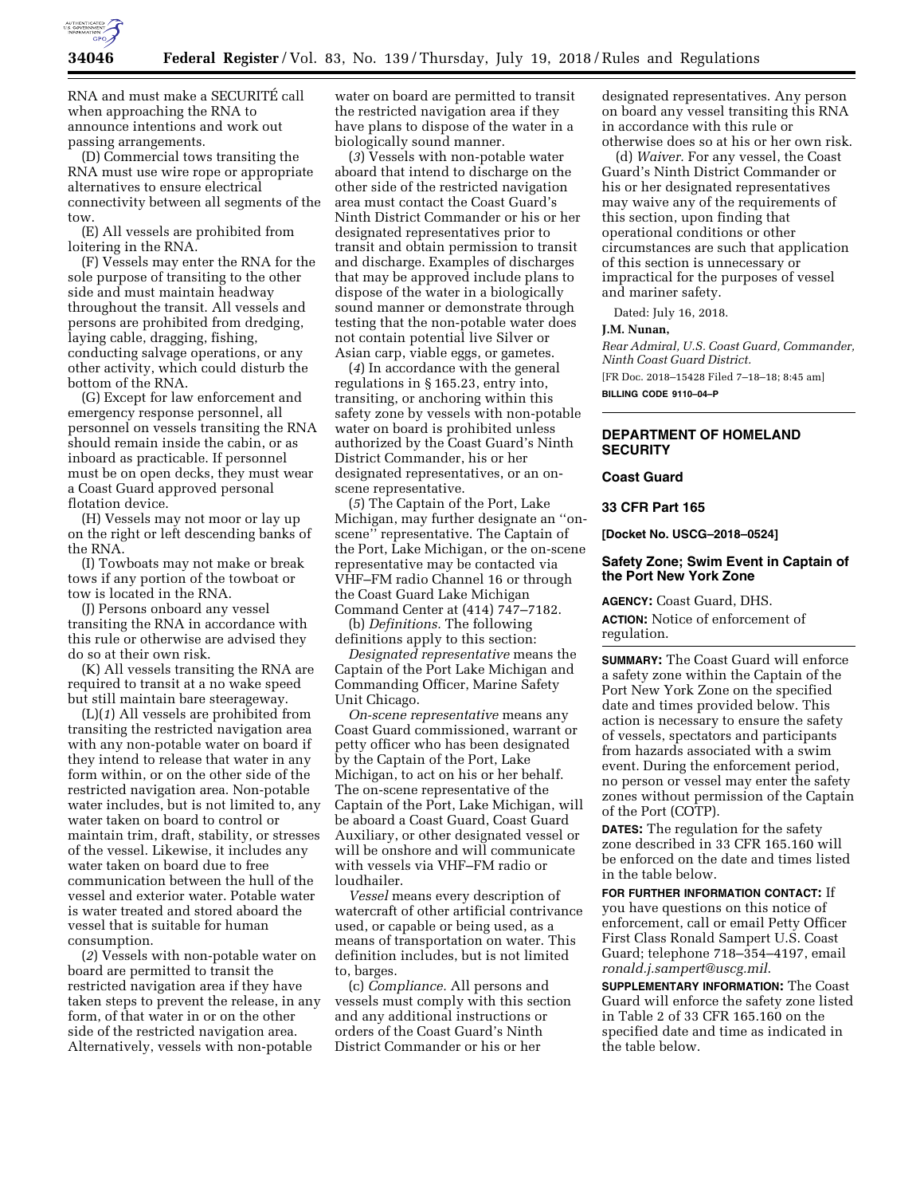RNA and must make a SECURITÉ call when approaching the RNA to announce intentions and work out passing arrangements.

(D) Commercial tows transiting the RNA must use wire rope or appropriate alternatives to ensure electrical connectivity between all segments of the tow.

(E) All vessels are prohibited from loitering in the RNA.

(F) Vessels may enter the RNA for the sole purpose of transiting to the other side and must maintain headway throughout the transit. All vessels and persons are prohibited from dredging, laying cable, dragging, fishing, conducting salvage operations, or any other activity, which could disturb the bottom of the RNA.

(G) Except for law enforcement and emergency response personnel, all personnel on vessels transiting the RNA should remain inside the cabin, or as inboard as practicable. If personnel must be on open decks, they must wear a Coast Guard approved personal flotation device.

(H) Vessels may not moor or lay up on the right or left descending banks of the RNA.

(I) Towboats may not make or break tows if any portion of the towboat or tow is located in the RNA.

(J) Persons onboard any vessel transiting the RNA in accordance with this rule or otherwise are advised they do so at their own risk.

(K) All vessels transiting the RNA are required to transit at a no wake speed but still maintain bare steerageway.

(L)(*1*) All vessels are prohibited from transiting the restricted navigation area with any non-potable water on board if they intend to release that water in any form within, or on the other side of the restricted navigation area. Non-potable water includes, but is not limited to, any water taken on board to control or maintain trim, draft, stability, or stresses of the vessel. Likewise, it includes any water taken on board due to free communication between the hull of the vessel and exterior water. Potable water is water treated and stored aboard the vessel that is suitable for human consumption.

(*2*) Vessels with non-potable water on board are permitted to transit the restricted navigation area if they have taken steps to prevent the release, in any form, of that water in or on the other side of the restricted navigation area. Alternatively, vessels with non-potable water on board are permitted to transit the restricted navigation area if they have plans to dispose of the water in a biologically sound manner.

(*3*) Vessels with non-potable water aboard that intend to discharge on the other side of the restricted navigation area must contact the Coast Guard's Ninth District Commander or his or her designated representatives prior to transit and obtain permission to transit and discharge. Examples of discharges that may be approved include plans to dispose of the water in a biologically sound manner or demonstrate through testing that the non-potable water does not contain potential live Silver or Asian carp, viable eggs, or gametes.

(*4*) In accordance with the general regulations in § 165.23, entry into, transiting, or anchoring within this safety zone by vessels with non-potable water on board is prohibited unless authorized by the Coast Guard's Ninth District Commander, his or her designated representatives, or an on-scene representative.

(*5*) The Captain of the Port, Lake Michigan, may further designate an "on-scene" representative. The Captain of the Port, Lake Michigan, or the on-scene representative may be contacted via VHF–FM radio Channel 16 or through the Coast Guard Lake Michigan Command Center at (414) 747–7182.

(b) *Definitions.* The following definitions apply to this section:

*Designated representative* means the Captain of the Port Lake Michigan and Commanding Officer, Marine Safety Unit Chicago.

*On-scene representative* means any Coast Guard commissioned, warrant or petty officer who has been designated by the Captain of the Port, Lake Michigan, to act on his or her behalf. The on-scene representative of the Captain of the Port, Lake Michigan, will be aboard a Coast Guard, Coast Guard Auxiliary, or other designated vessel or will be onshore and will communicate with vessels via VHF–FM radio or loudhailer.

*Vessel* means every description of watercraft of other artificial contrivance used, or capable or being used, as a means of transportation on water. This definition includes, but is not limited to, barges.

(c) *Compliance.* All persons and vessels must comply with this section and any additional instructions or orders of the Coast Guard's Ninth District Commander or his or her designated representatives. Any person on board any vessel transiting this RNA in accordance with this rule or otherwise does so at his or her own risk.

(d) *Waiver.* For any vessel, the Coast Guard's Ninth District Commander or his or her designated representatives may waive any of the requirements of this section, upon finding that operational conditions or other circumstances are such that application of this section is unnecessary or impractical for the purposes of vessel and mariner safety.

Dated: July 16, 2018.

**J.M. Nunan,**

*Rear Admiral, U.S. Coast Guard, Commander, Ninth Coast Guard District.*

[FR Doc. 2018–15428 Filed 7–18–18; 8:45 am]

**BILLING CODE 9110–04–P**

---

## DEPARTMENT OF HOMELAND SECURITY

### Coast Guard

### 33 CFR Part 165

**[Docket No. USCG–2018–0524]**

### Safety Zone; Swim Event in Captain of the Port New York Zone

**AGENCY:** Coast Guard, DHS.

**ACTION:** Notice of enforcement of regulation.

**SUMMARY:** The Coast Guard will enforce a safety zone within the Captain of the Port New York Zone on the specified date and times provided below. This action is necessary to ensure the safety of vessels, spectators and participants from hazards associated with a swim event. During the enforcement period, no person or vessel may enter the safety zones without permission of the Captain of the Port (COTP).

**DATES:** The regulation for the safety zone described in 33 CFR 165.160 will be enforced on the date and times listed in the table below.

**FOR FURTHER INFORMATION CONTACT:** If you have questions on this notice of enforcement, call or email Petty Officer First Class Ronald Sampert U.S. Coast Guard; telephone 718–354–4197, email *ronald.j.sampert@uscg.mil*.

**SUPPLEMENTARY INFORMATION:** The Coast Guard will enforce the safety zone listed in Table 2 of 33 CFR 165.160 on the specified date and time as indicated in the table below.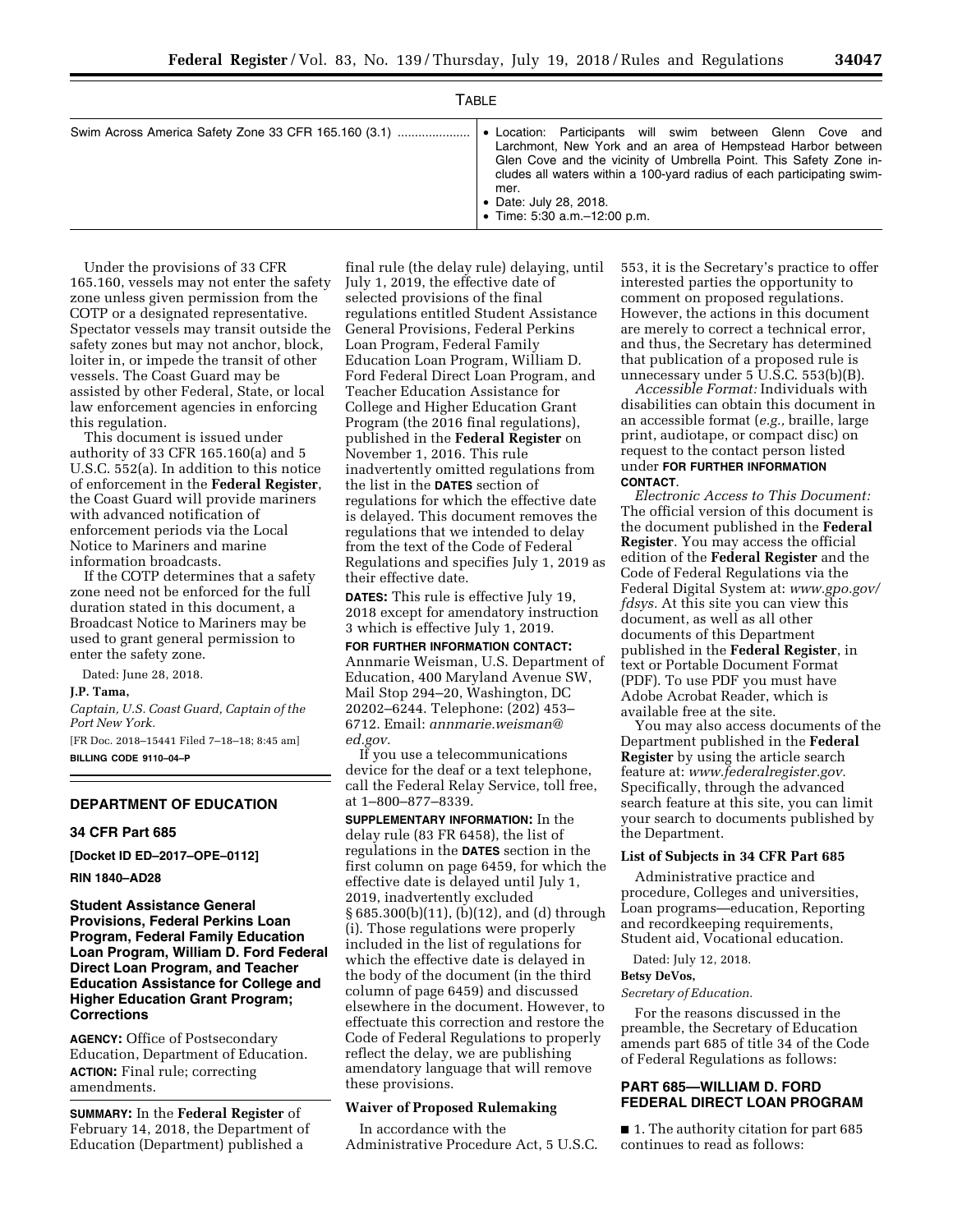TABLE

| | |
|---|---|
| Swim Across America Safety Zone 33 CFR 165.160 (3.1) ..................... | • Location: Participants will swim between Glenn Cove and Larchmont, New York and an area of Hempstead Harbor between Glen Cove and the vicinity of Umbrella Point. This Safety Zone includes all waters within a 100-yard radius of each participating swimmer.<br>• Date: July 28, 2018.<br>• Time: 5:30 a.m.–12:00 p.m. |

Under the provisions of 33 CFR 165.160, vessels may not enter the safety zone unless given permission from the COTP or a designated representative. Spectator vessels may transit outside the safety zones but may not anchor, block, loiter in, or impede the transit of other vessels. The Coast Guard may be assisted by other Federal, State, or local law enforcement agencies in enforcing this regulation.

This document is issued under authority of 33 CFR 165.160(a) and 5 U.S.C. 552(a). In addition to this notice of enforcement in the **Federal Register**, the Coast Guard will provide mariners with advanced notification of enforcement periods via the Local Notice to Mariners and marine information broadcasts.

If the COTP determines that a safety zone need not be enforced for the full duration stated in this document, a Broadcast Notice to Mariners may be used to grant general permission to enter the safety zone.

Dated: June 28, 2018.

**J.P. Tama,**

*Captain, U.S. Coast Guard, Captain of the Port New York.*

[FR Doc. 2018–15441 Filed 7–18–18; 8:45 am]

**BILLING CODE 9110–04–P**

## DEPARTMENT OF EDUCATION

### 34 CFR Part 685

**[Docket ID ED–2017–OPE–0112]**

**RIN 1840–AD28**

### Student Assistance General Provisions, Federal Perkins Loan Program, Federal Family Education Loan Program, William D. Ford Federal Direct Loan Program, and Teacher Education Assistance for College and Higher Education Grant Program; Corrections

**AGENCY:** Office of Postsecondary Education, Department of Education.

**ACTION:** Final rule; correcting amendments.

**SUMMARY:** In the **Federal Register** of February 14, 2018, the Department of Education (Department) published a final rule (the delay rule) delaying, until July 1, 2019, the effective date of selected provisions of the final regulations entitled Student Assistance General Provisions, Federal Perkins Loan Program, Federal Family Education Loan Program, William D. Ford Federal Direct Loan Program, and Teacher Education Assistance for College and Higher Education Grant Program (the 2016 final regulations), published in the **Federal Register** on November 1, 2016. This rule inadvertently omitted regulations from the list in the **DATES** section of regulations for which the effective date is delayed. This document removes the regulations that we intended to delay from the text of the Code of Federal Regulations and specifies July 1, 2019 as their effective date.

**DATES:** This rule is effective July 19, 2018 except for amendatory instruction 3 which is effective July 1, 2019.

**FOR FURTHER INFORMATION CONTACT:** Annmarie Weisman, U.S. Department of Education, 400 Maryland Avenue SW, Mail Stop 294–20, Washington, DC 20202–6244. Telephone: (202) 453–6712. Email: *annmarie.weisman@ed.gov.*

If you use a telecommunications device for the deaf or a text telephone, call the Federal Relay Service, toll free, at 1–800–877–8339.

**SUPPLEMENTARY INFORMATION:** In the delay rule (83 FR 6458), the list of regulations in the **DATES** section in the first column on page 6459, for which the effective date is delayed until July 1, 2019, inadvertently excluded § 685.300(b)(11), (b)(12), and (d) through (i). Those regulations were properly included in the list of regulations for which the effective date is delayed in the body of the document (in the third column of page 6459) and discussed elsewhere in the document. However, to effectuate this correction and restore the Code of Federal Regulations to properly reflect the delay, we are publishing amendatory language that will remove these provisions.

#### Waiver of Proposed Rulemaking

In accordance with the Administrative Procedure Act, 5 U.S.C. 553, it is the Secretary's practice to offer interested parties the opportunity to comment on proposed regulations. However, the actions in this document are merely to correct a technical error, and thus, the Secretary has determined that publication of a proposed rule is unnecessary under 5 U.S.C. 553(b)(B).

*Accessible Format:* Individuals with disabilities can obtain this document in an accessible format (*e.g.,* braille, large print, audiotape, or compact disc) on request to the contact person listed under **FOR FURTHER INFORMATION CONTACT**.

*Electronic Access to This Document:* The official version of this document is the document published in the **Federal Register**. You may access the official edition of the **Federal Register** and the Code of Federal Regulations via the Federal Digital System at: *www.gpo.gov/fdsys.* At this site you can view this document, as well as all other documents of this Department published in the **Federal Register**, in text or Portable Document Format (PDF). To use PDF you must have Adobe Acrobat Reader, which is available free at the site.

You may also access documents of the Department published in the **Federal Register** by using the article search feature at: *www.federalregister.gov.* Specifically, through the advanced search feature at this site, you can limit your search to documents published by the Department.

#### List of Subjects in 34 CFR Part 685

Administrative practice and procedure, Colleges and universities, Loan programs—education, Reporting and recordkeeping requirements, Student aid, Vocational education.

Dated: July 12, 2018.

**Betsy DeVos,**

*Secretary of Education.*

For the reasons discussed in the preamble, the Secretary of Education amends part 685 of title 34 of the Code of Federal Regulations as follows:

### PART 685—WILLIAM D. FORD FEDERAL DIRECT LOAN PROGRAM

■ 1. The authority citation for part 685 continues to read as follows: